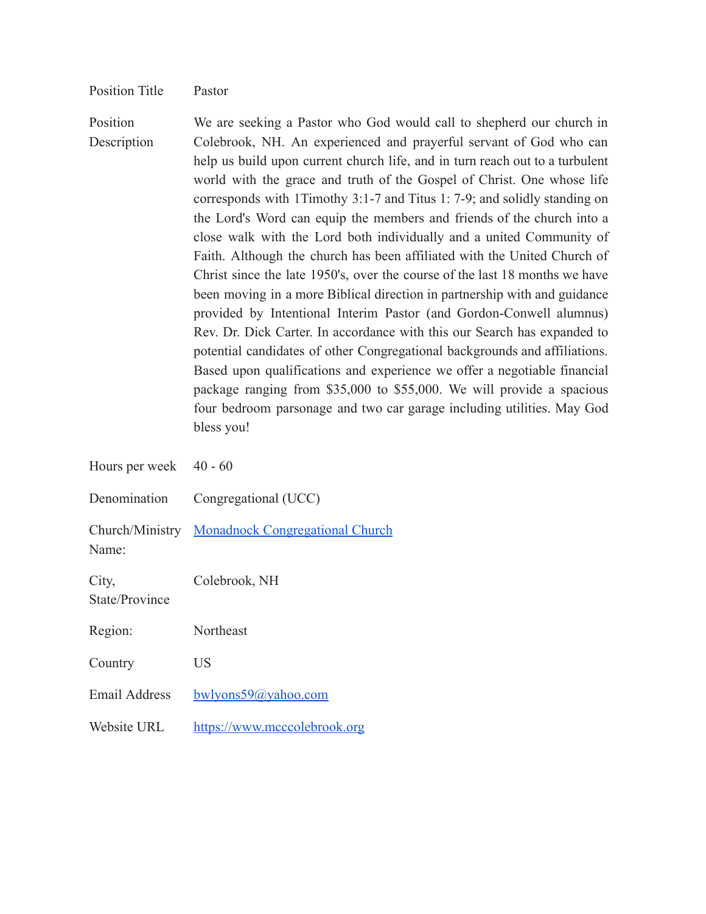| | |
|---|---|
| Position Title | Pastor |
| Position Description | We are seeking a Pastor who God would call to shepherd our church in Colebrook, NH. An experienced and prayerful servant of God who can help us build upon current church life, and in turn reach out to a turbulent world with the grace and truth of the Gospel of Christ. One whose life corresponds with 1Timothy 3:1-7 and Titus 1: 7-9; and solidly standing on the Lord's Word can equip the members and friends of the church into a close walk with the Lord both individually and a united Community of Faith. Although the church has been affiliated with the United Church of Christ since the late 1950's, over the course of the last 18 months we have been moving in a more Biblical direction in partnership with and guidance provided by Intentional Interim Pastor (and Gordon-Conwell alumnus) Rev. Dr. Dick Carter. In accordance with this our Search has expanded to potential candidates of other Congregational backgrounds and affiliations. Based upon qualifications and experience we offer a negotiable financial package ranging from $35,000 to $55,000. We will provide a spacious four bedroom parsonage and two car garage including utilities. May God bless you! |
| Hours per week | 40 - 60 |
| Denomination | Congregational (UCC) |
| Church/Ministry Name: | Monadnock Congregational Church |
| City, State/Province | Colebrook, NH |
| Region: | Northeast |
| Country | US |
| Email Address | bwlyons59@yahoo.com |
| Website URL | https://www.mcccolebrook.org |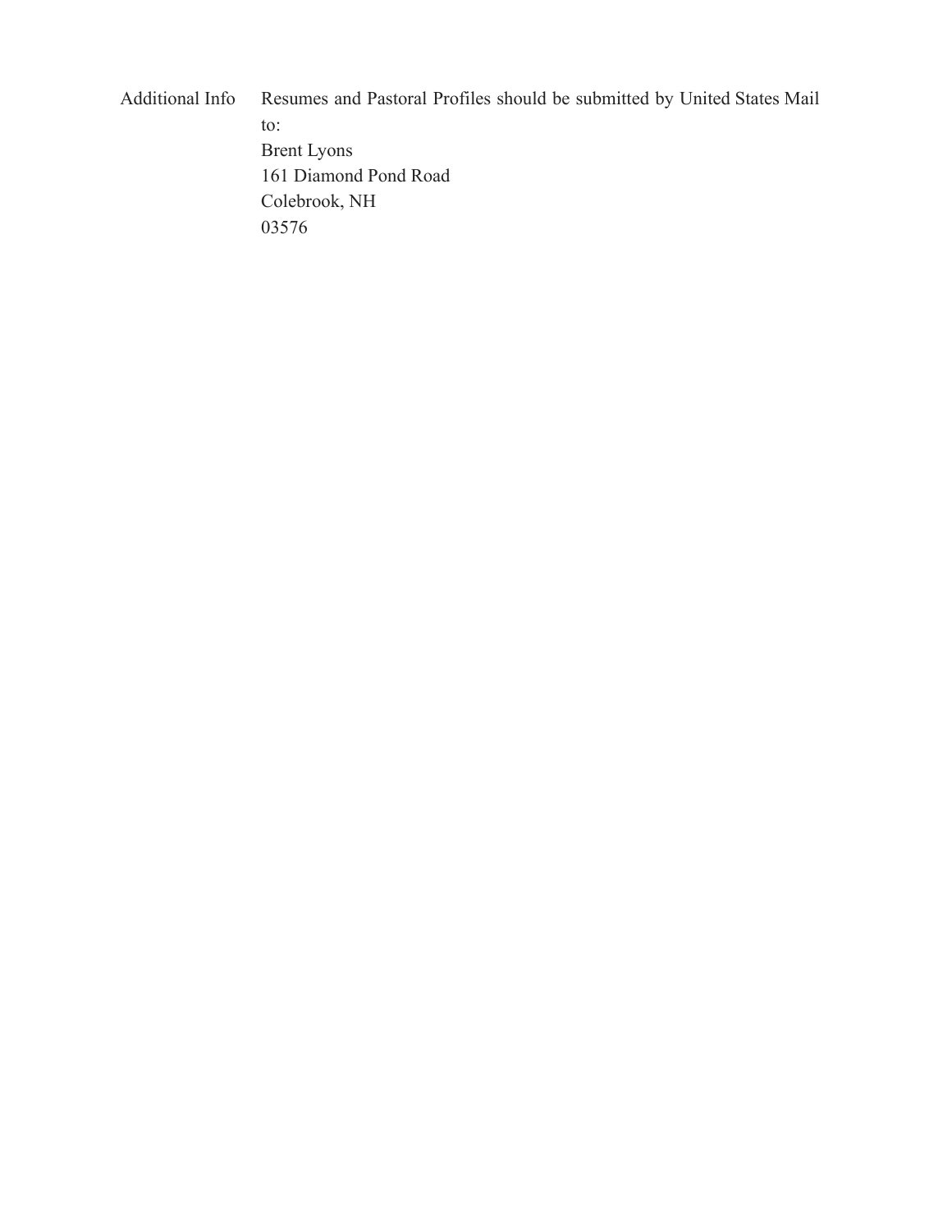| | |
|---|---|
| Additional Info | Resumes and Pastoral Profiles should be submitted by United States Mail to:<br>Brent Lyons<br>161 Diamond Pond Road<br>Colebrook, NH<br>03576 |